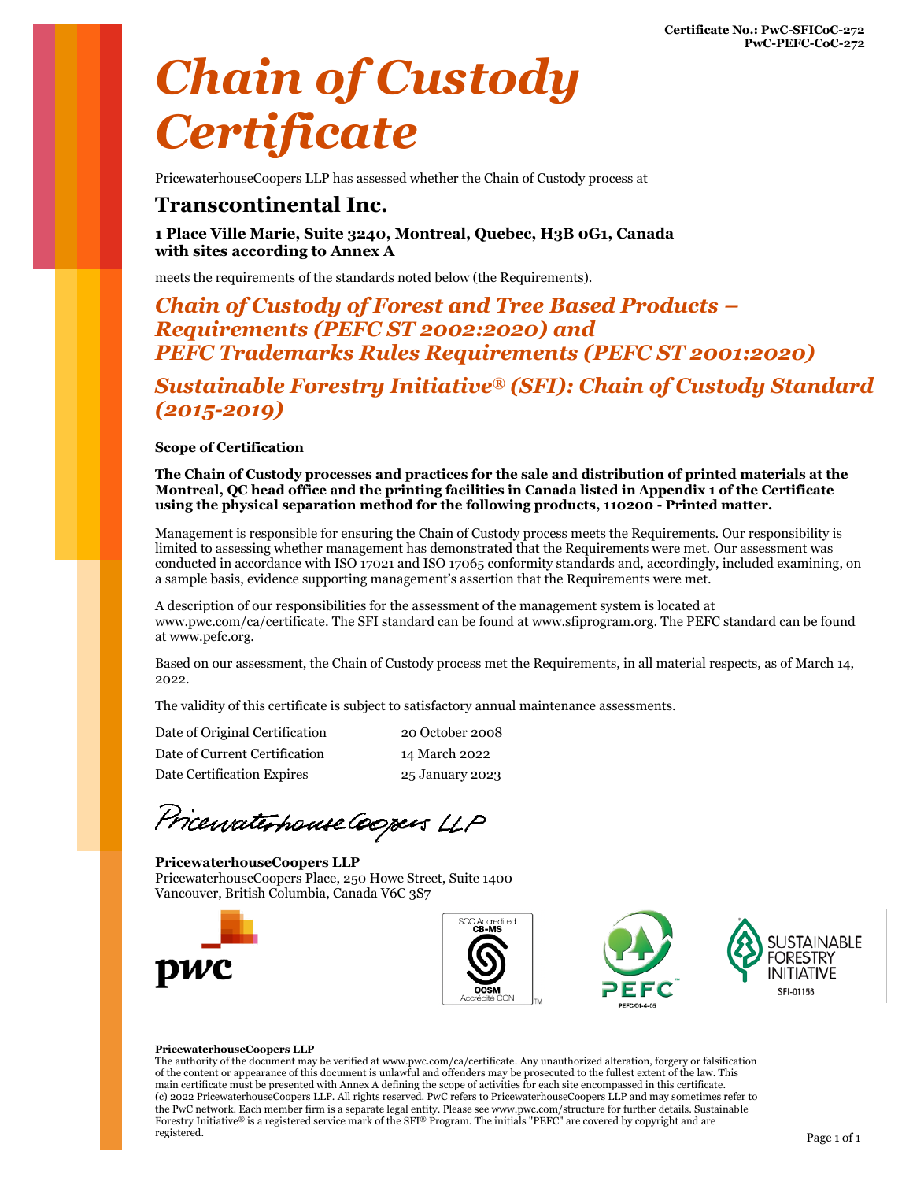**Certificate No.: PwC-SFICoC-272**
**PwC-PEFC-CoC-272**

# *Chain of Custody Certificate*

PricewaterhouseCoopers LLP has assessed whether the Chain of Custody process at

## Transcontinental Inc.

**1 Place Ville Marie, Suite 3240, Montreal, Quebec, H3B 0G1, Canada**
**with sites according to Annex A**

meets the requirements of the standards noted below (the Requirements).

## *Chain of Custody of Forest and Tree Based Products – Requirements (PEFC ST 2002:2020) and PEFC Trademarks Rules Requirements (PEFC ST 2001:2020)*

## *Sustainable Forestry Initiative® (SFI): Chain of Custody Standard (2015-2019)*

**Scope of Certification**

**The Chain of Custody processes and practices for the sale and distribution of printed materials at the Montreal, QC head office and the printing facilities in Canada listed in Appendix 1 of the Certificate using the physical separation method for the following products, 110200 - Printed matter.**

Management is responsible for ensuring the Chain of Custody process meets the Requirements. Our responsibility is limited to assessing whether management has demonstrated that the Requirements were met. Our assessment was conducted in accordance with ISO 17021 and ISO 17065 conformity standards and, accordingly, included examining, on a sample basis, evidence supporting management's assertion that the Requirements were met.

A description of our responsibilities for the assessment of the management system is located at www.pwc.com/ca/certificate. The SFI standard can be found at www.sfiprogram.org. The PEFC standard can be found at www.pefc.org.

Based on our assessment, the Chain of Custody process met the Requirements, in all material respects, as of March 14, 2022.

The validity of this certificate is subject to satisfactory annual maintenance assessments.

| | |
|---|---|
| Date of Original Certification | 20 October 2008 |
| Date of Current Certification | 14 March 2022 |
| Date Certification Expires | 25 January 2023 |

PricewaterhouseCoopers LLP

**PricewaterhouseCoopers LLP**
PricewaterhouseCoopers Place, 250 Howe Street, Suite 1400
Vancouver, British Columbia, Canada V6C 3S7

SCC Accredited CB-MS OCSM Accrédité CCN

PEFC/01-4-05

SUSTAINABLE FORESTRY INITIATIVE SFI-01156

**PricewaterhouseCoopers LLP**
The authority of the document may be verified at www.pwc.com/ca/certificate. Any unauthorized alteration, forgery or falsification of the content or appearance of this document is unlawful and offenders may be prosecuted to the fullest extent of the law. This main certificate must be presented with Annex A defining the scope of activities for each site encompassed in this certificate. (c) 2022 PricewaterhouseCoopers LLP. All rights reserved. PwC refers to PricewaterhouseCoopers LLP and may sometimes refer to the PwC network. Each member firm is a separate legal entity. Please see www.pwc.com/structure for further details. Sustainable Forestry Initiative® is a registered service mark of the SFI® Program. The initials "PEFC" are covered by copyright and are registered.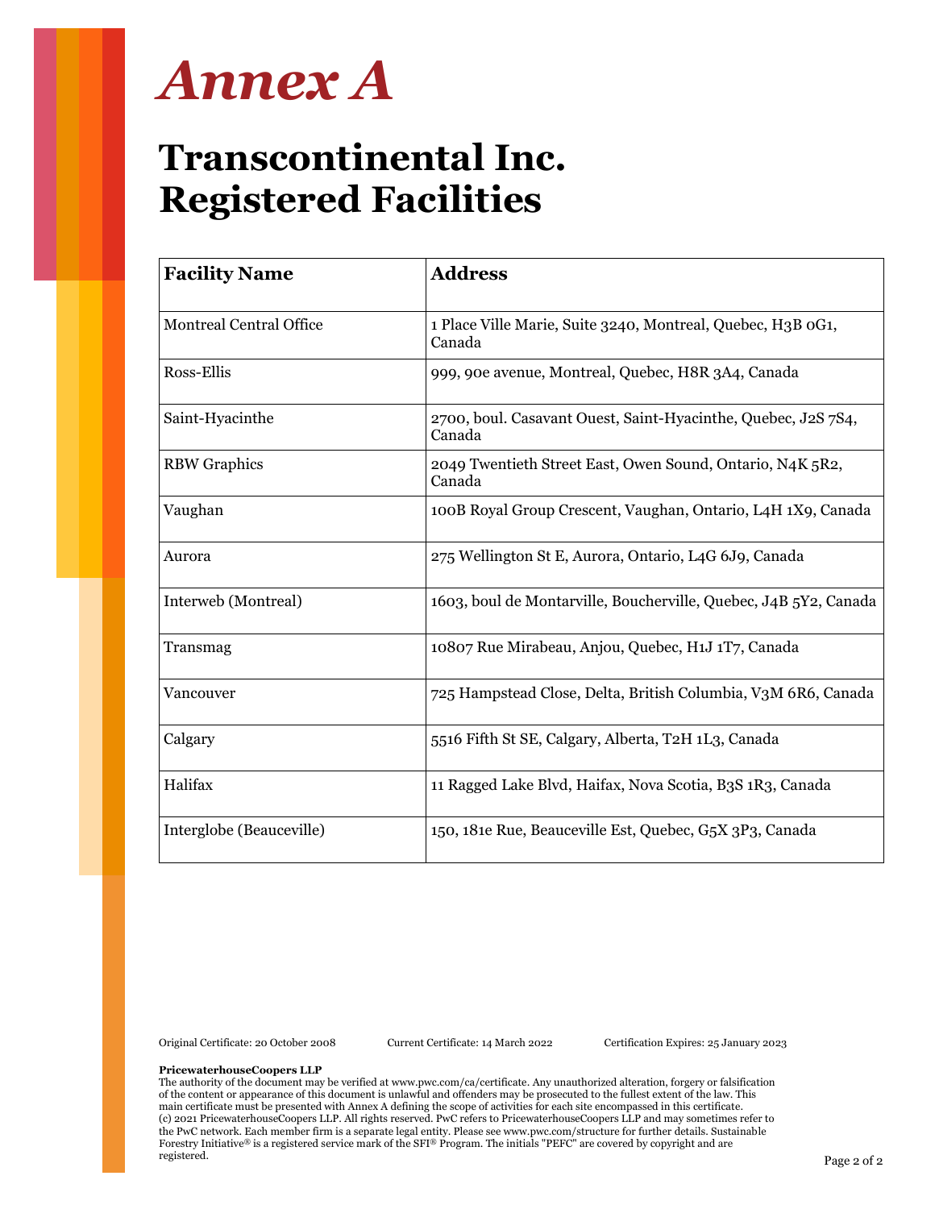# *Annex A*

## Transcontinental Inc.
## Registered Facilities

| Facility Name | Address |
|---|---|
| Montreal Central Office | 1 Place Ville Marie, Suite 3240, Montreal, Quebec, H3B 0G1, Canada |
| Ross-Ellis | 999, 90e avenue, Montreal, Quebec, H8R 3A4, Canada |
| Saint-Hyacinthe | 2700, boul. Casavant Ouest, Saint-Hyacinthe, Quebec, J2S 7S4, Canada |
| RBW Graphics | 2049 Twentieth Street East, Owen Sound, Ontario, N4K 5R2, Canada |
| Vaughan | 100B Royal Group Crescent, Vaughan, Ontario, L4H 1X9, Canada |
| Aurora | 275 Wellington St E, Aurora, Ontario, L4G 6J9, Canada |
| Interweb (Montreal) | 1603, boul de Montarville, Boucherville, Quebec, J4B 5Y2, Canada |
| Transmag | 10807 Rue Mirabeau, Anjou, Quebec, H1J 1T7, Canada |
| Vancouver | 725 Hampstead Close, Delta, British Columbia, V3M 6R6, Canada |
| Calgary | 5516 Fifth St SE, Calgary, Alberta, T2H 1L3, Canada |
| Halifax | 11 Ragged Lake Blvd, Haifax, Nova Scotia, B3S 1R3, Canada |
| Interglobe (Beauceville) | 150, 181e Rue, Beauceville Est, Quebec, G5X 3P3, Canada |

Original Certificate: 20 October 2008 Current Certificate: 14 March 2022 Certification Expires: 25 January 2023

**PricewaterhouseCoopers LLP**
The authority of the document may be verified at www.pwc.com/ca/certificate. Any unauthorized alteration, forgery or falsification of the content or appearance of this document is unlawful and offenders may be prosecuted to the fullest extent of the law. This main certificate must be presented with Annex A defining the scope of activities for each site encompassed in this certificate. (c) 2021 PricewaterhouseCoopers LLP. All rights reserved. PwC refers to PricewaterhouseCoopers LLP and may sometimes refer to the PwC network. Each member firm is a separate legal entity. Please see www.pwc.com/structure for further details. Sustainable Forestry Initiative® is a registered service mark of the SFI® Program. The initials "PEFC" are covered by copyright and are registered.